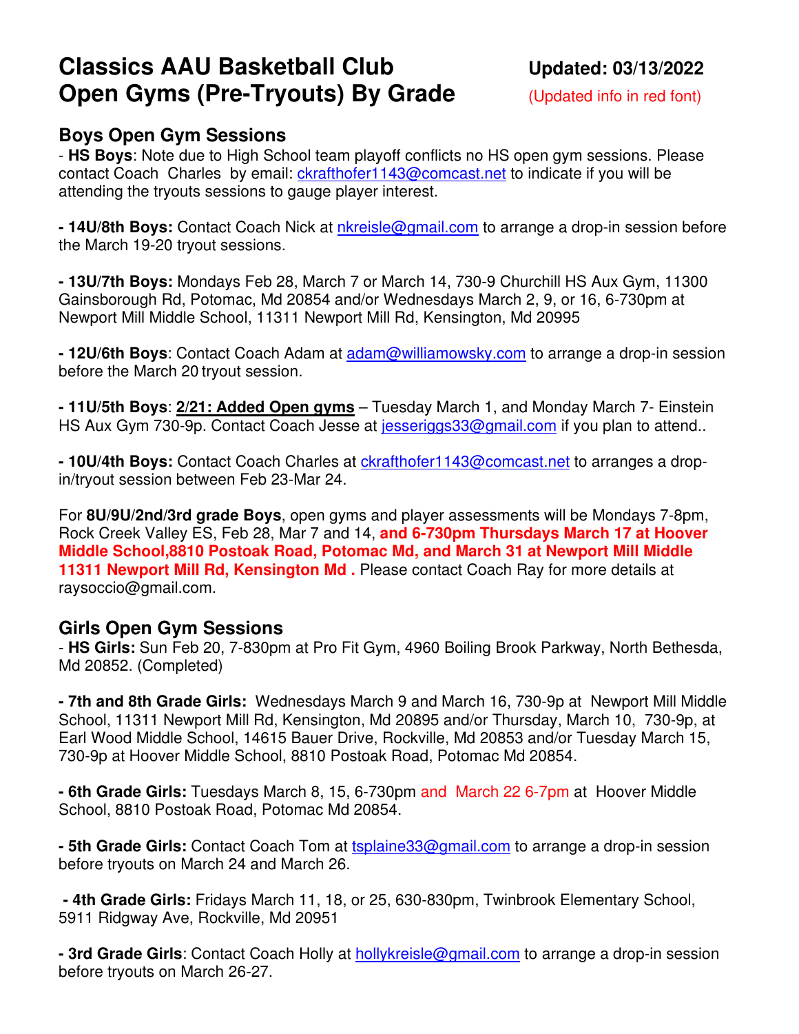# Classics AAU Basketball Club Open Gyms (Pre-Tryouts) By Grade

**Updated: 03/13/2022**
(Updated info in red font)

## Boys Open Gym Sessions

- **HS Boys**: Note due to High School team playoff conflicts no HS open gym sessions. Please contact Coach Charles by email: ckrafthofer1143@comcast.net to indicate if you will be attending the tryouts sessions to gauge player interest.

- **14U/8th Boys:** Contact Coach Nick at nkreisle@gmail.com to arrange a drop-in session before the March 19-20 tryout sessions.

- **13U/7th Boys:** Mondays Feb 28, March 7 or March 14, 730-9 Churchill HS Aux Gym, 11300 Gainsborough Rd, Potomac, Md 20854 and/or Wednesdays March 2, 9, or 16, 6-730pm at Newport Mill Middle School, 11311 Newport Mill Rd, Kensington, Md 20995

- **12U/6th Boys**: Contact Coach Adam at adam@williamowsky.com to arrange a drop-in session before the March 20 tryout session.

- **11U/5th Boys**: **2/21: Added Open gyms** – Tuesday March 1, and Monday March 7- Einstein HS Aux Gym 730-9p. Contact Coach Jesse at jesseriggs33@gmail.com if you plan to attend..

- **10U/4th Boys:** Contact Coach Charles at ckrafthofer1143@comcast.net to arranges a drop-in/tryout session between Feb 23-Mar 24.

For **8U/9U/2nd/3rd grade Boys**, open gyms and player assessments will be Mondays 7-8pm, Rock Creek Valley ES, Feb 28, Mar 7 and 14, **and 6-730pm Thursdays March 17 at Hoover Middle School,8810 Postoak Road, Potomac Md, and March 31 at Newport Mill Middle 11311 Newport Mill Rd, Kensington Md .** Please contact Coach Ray for more details at raysoccio@gmail.com.

## Girls Open Gym Sessions

- **HS Girls:** Sun Feb 20, 7-830pm at Pro Fit Gym, 4960 Boiling Brook Parkway, North Bethesda, Md 20852. (Completed)

- **7th and 8th Grade Girls:** Wednesdays March 9 and March 16, 730-9p at Newport Mill Middle School, 11311 Newport Mill Rd, Kensington, Md 20895 and/or Thursday, March 10, 730-9p, at Earl Wood Middle School, 14615 Bauer Drive, Rockville, Md 20853 and/or Tuesday March 15, 730-9p at Hoover Middle School, 8810 Postoak Road, Potomac Md 20854.

- **6th Grade Girls:** Tuesdays March 8, 15, 6-730pm and March 22 6-7pm at Hoover Middle School, 8810 Postoak Road, Potomac Md 20854.

- **5th Grade Girls:** Contact Coach Tom at tsplaine33@gmail.com to arrange a drop-in session before tryouts on March 24 and March 26.

- **4th Grade Girls:** Fridays March 11, 18, or 25, 630-830pm, Twinbrook Elementary School, 5911 Ridgway Ave, Rockville, Md 20951

- **3rd Grade Girls**: Contact Coach Holly at hollykreisle@gmail.com to arrange a drop-in session before tryouts on March 26-27.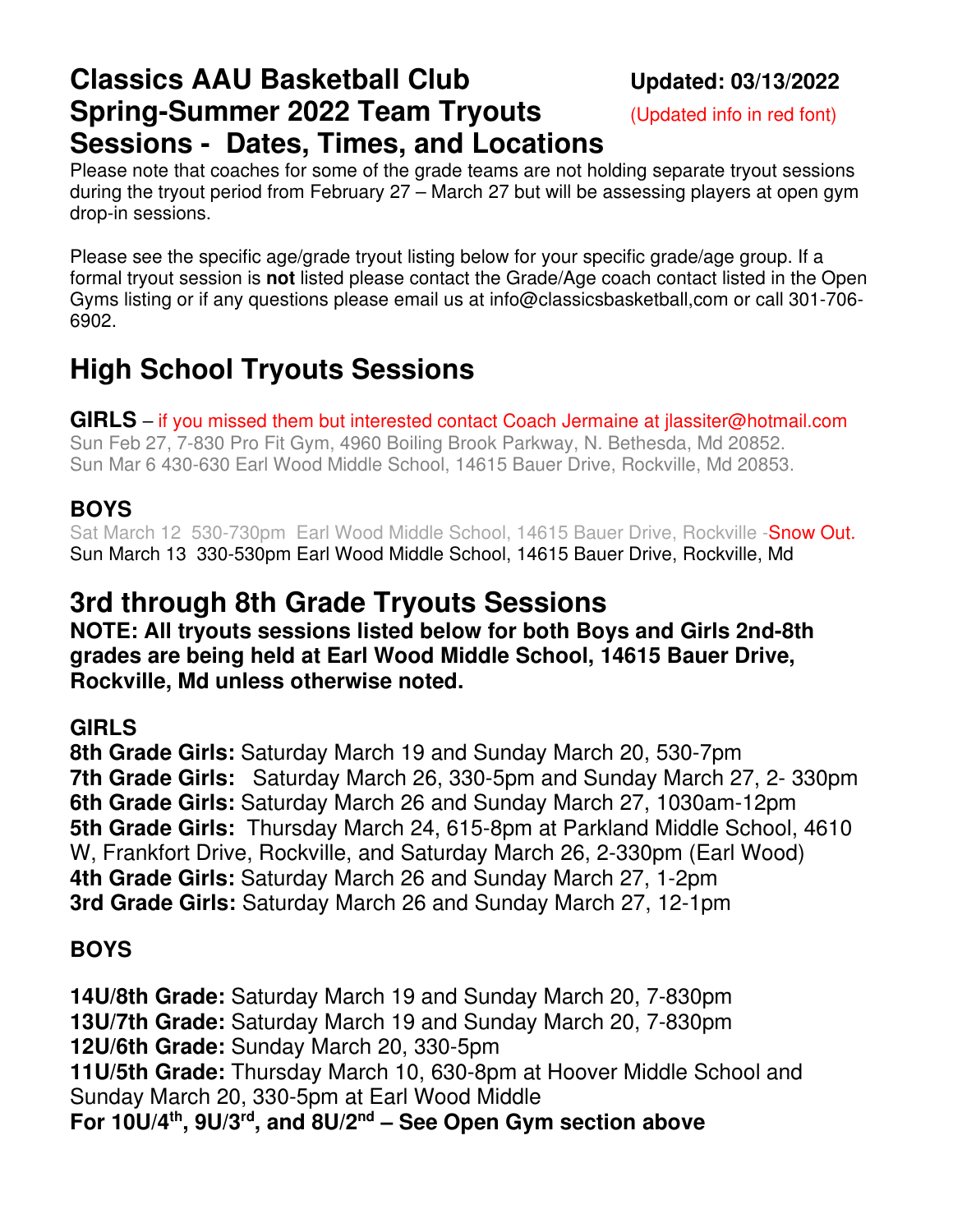# Classics AAU Basketball Club Spring-Summer 2022 Team Tryouts Sessions - Dates, Times, and Locations

**Updated: 03/13/2022**

(Updated info in red font)

Please note that coaches for some of the grade teams are not holding separate tryout sessions during the tryout period from February 27 – March 27 but will be assessing players at open gym drop-in sessions.

Please see the specific age/grade tryout listing below for your specific grade/age group. If a formal tryout session is **not** listed please contact the Grade/Age coach contact listed in the Open Gyms listing or if any questions please email us at info@classicsbasketball,com or call 301-706-6902.

## High School Tryouts Sessions

### GIRLS – if you missed them but interested contact Coach Jermaine at jlassiter@hotmail.com

Sun Feb 27, 7-830 Pro Fit Gym, 4960 Boiling Brook Parkway, N. Bethesda, Md 20852.
Sun Mar 6 430-630 Earl Wood Middle School, 14615 Bauer Drive, Rockville, Md 20853.

### BOYS

Sat March 12 530-730pm Earl Wood Middle School, 14615 Bauer Drive, Rockville -Snow Out.
Sun March 13 330-530pm Earl Wood Middle School, 14615 Bauer Drive, Rockville, Md

## 3rd through 8th Grade Tryouts Sessions

**NOTE: All tryouts sessions listed below for both Boys and Girls 2nd-8th grades are being held at Earl Wood Middle School, 14615 Bauer Drive, Rockville, Md unless otherwise noted.**

### GIRLS

**8th Grade Girls:** Saturday March 19 and Sunday March 20, 530-7pm
**7th Grade Girls:** Saturday March 26, 330-5pm and Sunday March 27, 2- 330pm
**6th Grade Girls:** Saturday March 26 and Sunday March 27, 1030am-12pm
**5th Grade Girls:** Thursday March 24, 615-8pm at Parkland Middle School, 4610 W, Frankfort Drive, Rockville, and Saturday March 26, 2-330pm (Earl Wood)
**4th Grade Girls:** Saturday March 26 and Sunday March 27, 1-2pm
**3rd Grade Girls:** Saturday March 26 and Sunday March 27, 12-1pm

### BOYS

**14U/8th Grade:** Saturday March 19 and Sunday March 20, 7-830pm
**13U/7th Grade:** Saturday March 19 and Sunday March 20, 7-830pm
**12U/6th Grade:** Sunday March 20, 330-5pm
**11U/5th Grade:** Thursday March 10, 630-8pm at Hoover Middle School and Sunday March 20, 330-5pm at Earl Wood Middle
**For 10U/4th, 9U/3rd, and 8U/2nd – See Open Gym section above**